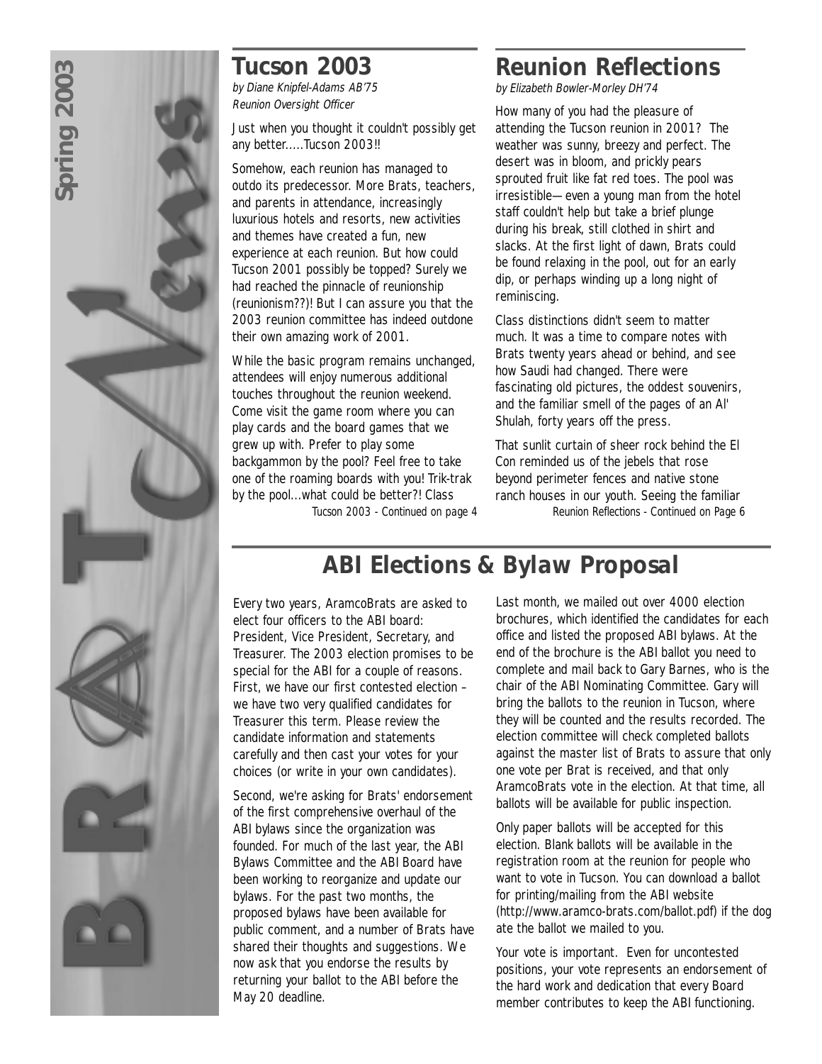# Tucson 2003

*by Diane Knipfel-Adams AB'75*
*Reunion Oversight Officer*

Just when you thought it couldn't possibly get any better.....Tucson 2003!!

Somehow, each reunion has managed to outdo its predecessor. More Brats, teachers, and parents in attendance, increasingly luxurious hotels and resorts, new activities and themes have created a fun, new experience at each reunion. But how could Tucson 2001 possibly be topped? Surely we had reached the pinnacle of reunionship (reunionism??)! But I can assure you that the 2003 reunion committee has indeed outdone their own amazing work of 2001.

While the basic program remains unchanged, attendees will enjoy numerous additional touches throughout the reunion weekend. Come visit the game room where you can play cards and the board games that we grew up with. Prefer to play some backgammon by the pool? Feel free to take one of the roaming boards with you! Trik-trak by the pool...what could be better?! Class

*Tucson 2003 - Continued on page 4*

# Reunion Reflections

*by Elizabeth Bowler-Morley DH'74*

How many of you had the pleasure of attending the Tucson reunion in 2001? The weather was sunny, breezy and perfect. The desert was in bloom, and prickly pears sprouted fruit like fat red toes. The pool was irresistible—even a young man from the hotel staff couldn't help but take a brief plunge during his break, still clothed in shirt and slacks. At the first light of dawn, Brats could be found relaxing in the pool, out for an early dip, or perhaps winding up a long night of reminiscing.

Class distinctions didn't seem to matter much. It was a time to compare notes with Brats twenty years ahead or behind, and see how Saudi had changed. There were fascinating old pictures, the oddest souvenirs, and the familiar smell of the pages of an Al' Shulah, forty years off the press.

That sunlit curtain of sheer rock behind the El Con reminded us of the jebels that rose beyond perimeter fences and native stone ranch houses in our youth. Seeing the familiar

*Reunion Reflections - Continued on Page 6*

# ABI Elections & Bylaw Proposal

Every two years, AramcoBrats are asked to elect four officers to the ABI board: President, Vice President, Secretary, and Treasurer. The 2003 election promises to be special for the ABI for a couple of reasons. First, we have our first contested election – we have two very qualified candidates for Treasurer this term. Please review the candidate information and statements carefully and then cast your votes for your choices (or write in your own candidates).

Second, we're asking for Brats' endorsement of the first comprehensive overhaul of the ABI bylaws since the organization was founded. For much of the last year, the ABI Bylaws Committee and the ABI Board have been working to reorganize and update our bylaws. For the past two months, the proposed bylaws have been available for public comment, and a number of Brats have shared their thoughts and suggestions. We now ask that you endorse the results by returning your ballot to the ABI before the May 20 deadline.

Last month, we mailed out over 4000 election brochures, which identified the candidates for each office and listed the proposed ABI bylaws. At the end of the brochure is the ABI ballot you need to complete and mail back to Gary Barnes, who is the chair of the ABI Nominating Committee. Gary will bring the ballots to the reunion in Tucson, where they will be counted and the results recorded. The election committee will check completed ballots against the master list of Brats to assure that only one vote per Brat is received, and that only AramcoBrats vote in the election. At that time, all ballots will be available for public inspection.

Only paper ballots will be accepted for this election. Blank ballots will be available in the registration room at the reunion for people who want to vote in Tucson. You can download a ballot for printing/mailing from the ABI website (http://www.aramco-brats.com/ballot.pdf) if the dog ate the ballot we mailed to you.

Your vote is important. Even for uncontested positions, your vote represents an endorsement of the hard work and dedication that every Board member contributes to keep the ABI functioning.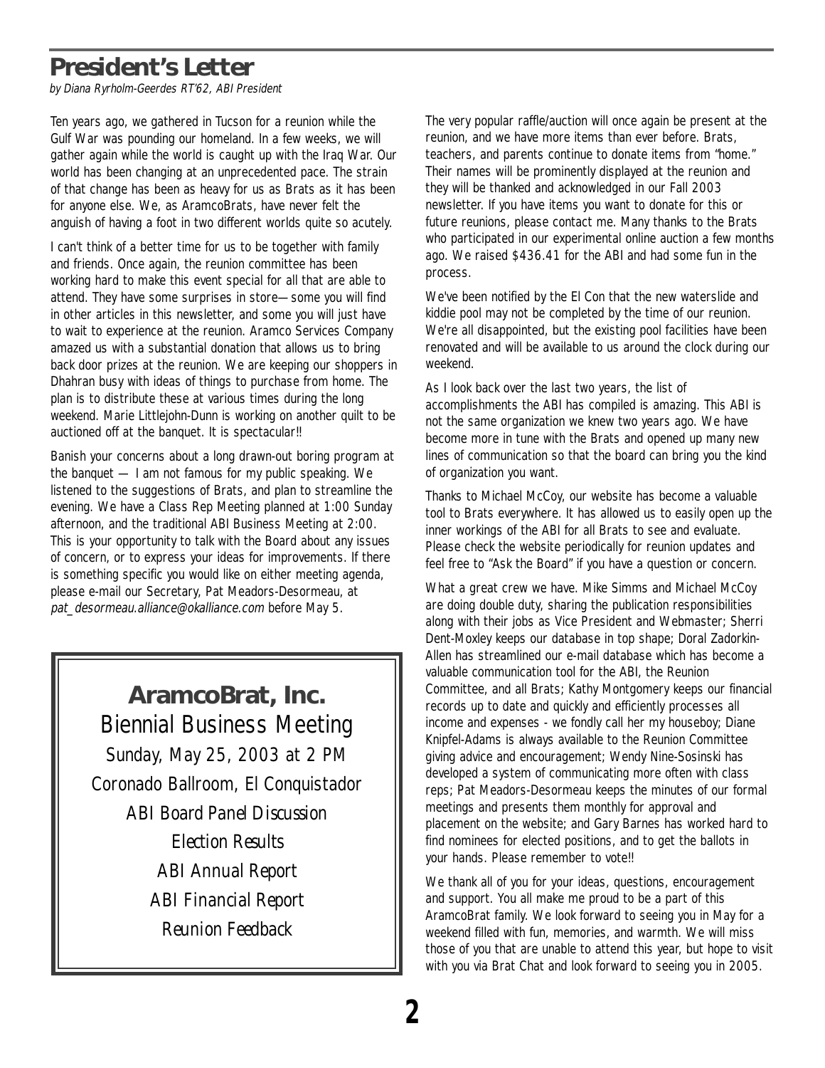# President's Letter

*by Diana Ryrholm-Geerdes RT'62, ABI President*

Ten years ago, we gathered in Tucson for a reunion while the Gulf War was pounding our homeland. In a few weeks, we will gather again while the world is caught up with the Iraq War. Our world has been changing at an unprecedented pace. The strain of that change has been as heavy for us as Brats as it has been for anyone else. We, as AramcoBrats, have never felt the anguish of having a foot in two different worlds quite so acutely.

I can't think of a better time for us to be together with family and friends. Once again, the reunion committee has been working hard to make this event special for all that are able to attend. They have some surprises in store—some you will find in other articles in this newsletter, and some you will just have to wait to experience at the reunion. Aramco Services Company amazed us with a substantial donation that allows us to bring back door prizes at the reunion. We are keeping our shoppers in Dhahran busy with ideas of things to purchase from home. The plan is to distribute these at various times during the long weekend. Marie Littlejohn-Dunn is working on another quilt to be auctioned off at the banquet. It is spectacular!!

Banish your concerns about a long drawn-out boring program at the banquet — I am not famous for my public speaking. We listened to the suggestions of Brats, and plan to streamline the evening. We have a Class Rep Meeting planned at 1:00 Sunday afternoon, and the traditional ABI Business Meeting at 2:00. This is your opportunity to talk with the Board about any issues of concern, or to express your ideas for improvements. If there is something specific you would like on either meeting agenda, please e-mail our Secretary, Pat Meadors-Desormeau, at *pat_desormeau.alliance@okalliance.com* before May 5.

> **AramcoBrat, Inc.**
>
> Biennial Business Meeting
>
> *Sunday, May 25, 2003 at 2 PM*
>
> *Coronado Ballroom, El Conquistador*
>
> *ABI Board Panel Discussion*
>
> *Election Results*
>
> *ABI Annual Report*
>
> *ABI Financial Report*
>
> *Reunion Feedback*

The very popular raffle/auction will once again be present at the reunion, and we have more items than ever before. Brats, teachers, and parents continue to donate items from "home." Their names will be prominently displayed at the reunion and they will be thanked and acknowledged in our Fall 2003 newsletter. If you have items you want to donate for this or future reunions, please contact me. Many thanks to the Brats who participated in our experimental online auction a few months ago. We raised $436.41 for the ABI and had some fun in the process.

We've been notified by the El Con that the new waterslide and kiddie pool may not be completed by the time of our reunion. We're all disappointed, but the existing pool facilities have been renovated and will be available to us around the clock during our weekend.

As I look back over the last two years, the list of accomplishments the ABI has compiled is amazing. This ABI is not the same organization we knew two years ago. We have become more in tune with the Brats and opened up many new lines of communication so that the board can bring you the kind of organization you want.

Thanks to Michael McCoy, our website has become a valuable tool to Brats everywhere. It has allowed us to easily open up the inner workings of the ABI for all Brats to see and evaluate. Please check the website periodically for reunion updates and feel free to "Ask the Board" if you have a question or concern.

What a great crew we have. Mike Simms and Michael McCoy are doing double duty, sharing the publication responsibilities along with their jobs as Vice President and Webmaster; Sherri Dent-Moxley keeps our database in top shape; Doral Zadorkin-Allen has streamlined our e-mail database which has become a valuable communication tool for the ABI, the Reunion Committee, and all Brats; Kathy Montgomery keeps our financial records up to date and quickly and efficiently processes all income and expenses - we fondly call her my houseboy; Diane Knipfel-Adams is always available to the Reunion Committee giving advice and encouragement; Wendy Nine-Sosinski has developed a system of communicating more often with class reps; Pat Meadors-Desormeau keeps the minutes of our formal meetings and presents them monthly for approval and placement on the website; and Gary Barnes has worked hard to find nominees for elected positions, and to get the ballots in your hands. Please remember to vote!!

We thank all of you for your ideas, questions, encouragement and support. You all make me proud to be a part of this AramcoBrat family. We look forward to seeing you in May for a weekend filled with fun, memories, and warmth. We will miss those of you that are unable to attend this year, but hope to visit with you via Brat Chat and look forward to seeing you in 2005.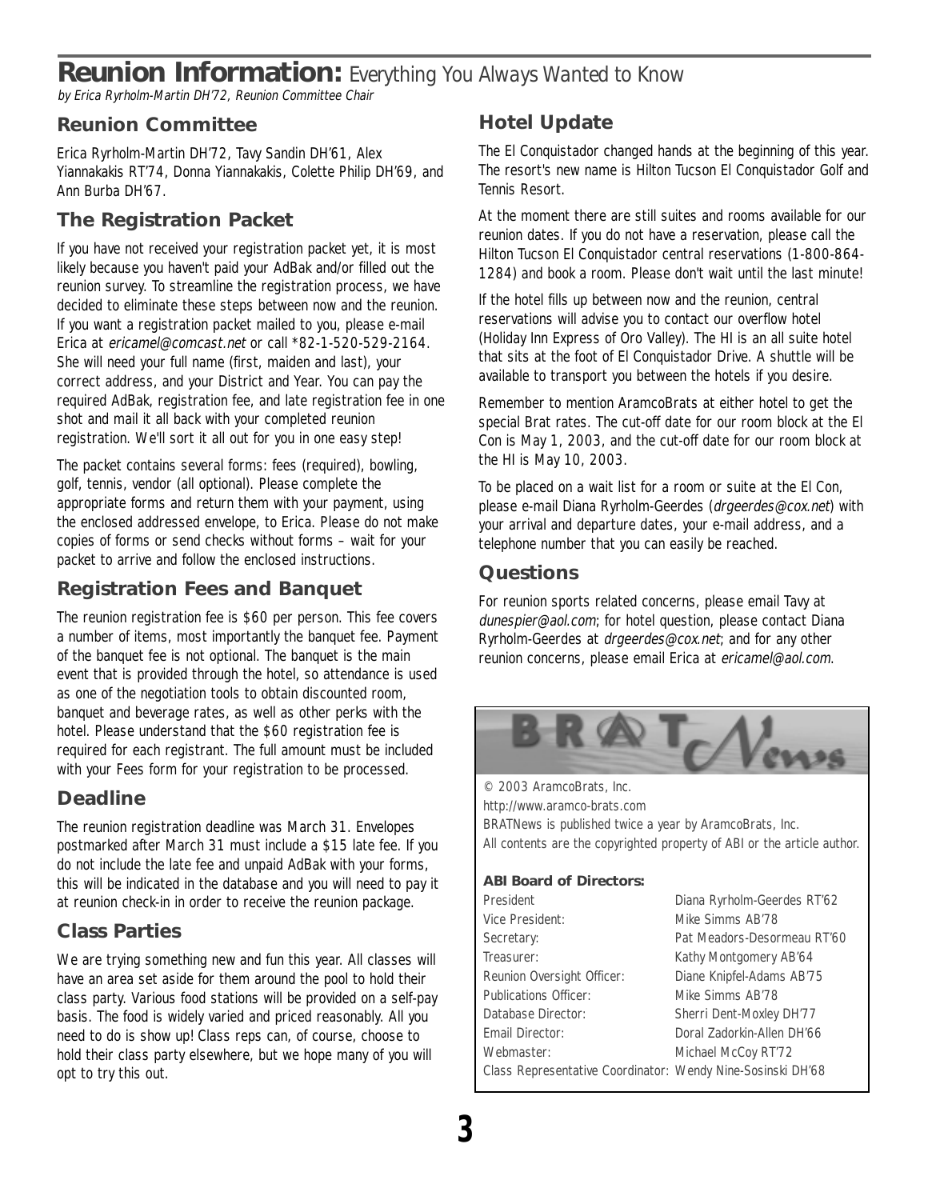# Reunion Information: *Everything You Always Wanted to Know*

*by Erica Ryrholm-Martin DH'72, Reunion Committee Chair*

## Reunion Committee

Erica Ryrholm-Martin DH'72, Tavy Sandin DH'61, Alex Yiannakakis RT'74, Donna Yiannakakis, Colette Philip DH'69, and Ann Burba DH'67.

## The Registration Packet

If you have not received your registration packet yet, it is most likely because you haven't paid your AdBak and/or filled out the reunion survey. To streamline the registration process, we have decided to eliminate these steps between now and the reunion. If you want a registration packet mailed to you, please e-mail Erica at *ericamel@comcast.net* or call *82-1-520-529-2164. She will need your full name (first, maiden and last), your correct address, and your District and Year. You can pay the required AdBak, registration fee, and late registration fee in one shot and mail it all back with your completed reunion registration. We'll sort it all out for you in one easy step!

The packet contains several forms: fees (required), bowling, golf, tennis, vendor (all optional). Please complete the appropriate forms and return them with your payment, using the enclosed addressed envelope, to Erica. Please do not make copies of forms or send checks without forms – wait for your packet to arrive and follow the enclosed instructions.

## Registration Fees and Banquet

The reunion registration fee is $60 per person. This fee covers a number of items, most importantly the banquet fee. Payment of the banquet fee is not optional. The banquet is the main event that is provided through the hotel, so attendance is used as one of the negotiation tools to obtain discounted room, banquet and beverage rates, as well as other perks with the hotel. Please understand that the $60 registration fee is required for each registrant. The full amount must be included with your Fees form for your registration to be processed.

## Deadline

The reunion registration deadline was March 31. Envelopes postmarked after March 31 must include a $15 late fee. If you do not include the late fee and unpaid AdBak with your forms, this will be indicated in the database and you will need to pay it at reunion check-in in order to receive the reunion package.

## Class Parties

We are trying something new and fun this year. All classes will have an area set aside for them around the pool to hold their class party. Various food stations will be provided on a self-pay basis. The food is widely varied and priced reasonably. All you need to do is show up! Class reps can, of course, choose to hold their class party elsewhere, but we hope many of you will opt to try this out.

## Hotel Update

The El Conquistador changed hands at the beginning of this year. The resort's new name is Hilton Tucson El Conquistador Golf and Tennis Resort.

At the moment there are still suites and rooms available for our reunion dates. If you do not have a reservation, please call the Hilton Tucson El Conquistador central reservations (1-800-864-1284) and book a room. Please don't wait until the last minute!

If the hotel fills up between now and the reunion, central reservations will advise you to contact our overflow hotel (Holiday Inn Express of Oro Valley). The HI is an all suite hotel that sits at the foot of El Conquistador Drive. A shuttle will be available to transport you between the hotels if you desire.

Remember to mention AramcoBrats at either hotel to get the special Brat rates. The cut-off date for our room block at the El Con is May 1, 2003, and the cut-off date for our room block at the HI is May 10, 2003.

To be placed on a wait list for a room or suite at the El Con, please e-mail Diana Ryrholm-Geerdes (*drgeerdes@cox.net*) with your arrival and departure dates, your e-mail address, and a telephone number that you can easily be reached.

## Questions

For reunion sports related concerns, please email Tavy at *dunespier@aol.com*; for hotel question, please contact Diana Ryrholm-Geerdes at *drgeerdes@cox.net*; and for any other reunion concerns, please email Erica at *ericamel@aol.com*.

---

BRATNews

© 2003 AramcoBrats, Inc.
http://www.aramco-brats.com
BRATNews is published twice a year by AramcoBrats, Inc.
All contents are the copyrighted property of ABI or the article author.

**ABI Board of Directors:**

| | |
|---|---|
| President | Diana Ryrholm-Geerdes RT'62 |
| Vice President: | Mike Simms AB'78 |
| Secretary: | Pat Meadors-Desormeau RT'60 |
| Treasurer: | Kathy Montgomery AB'64 |
| Reunion Oversight Officer: | Diane Knipfel-Adams AB'75 |
| Publications Officer: | Mike Simms AB'78 |
| Database Director: | Sherri Dent-Moxley DH'77 |
| Email Director: | Doral Zadorkin-Allen DH'66 |
| Webmaster: | Michael McCoy RT'72 |
| Class Representative Coordinator: | Wendy Nine-Sosinski DH'68 |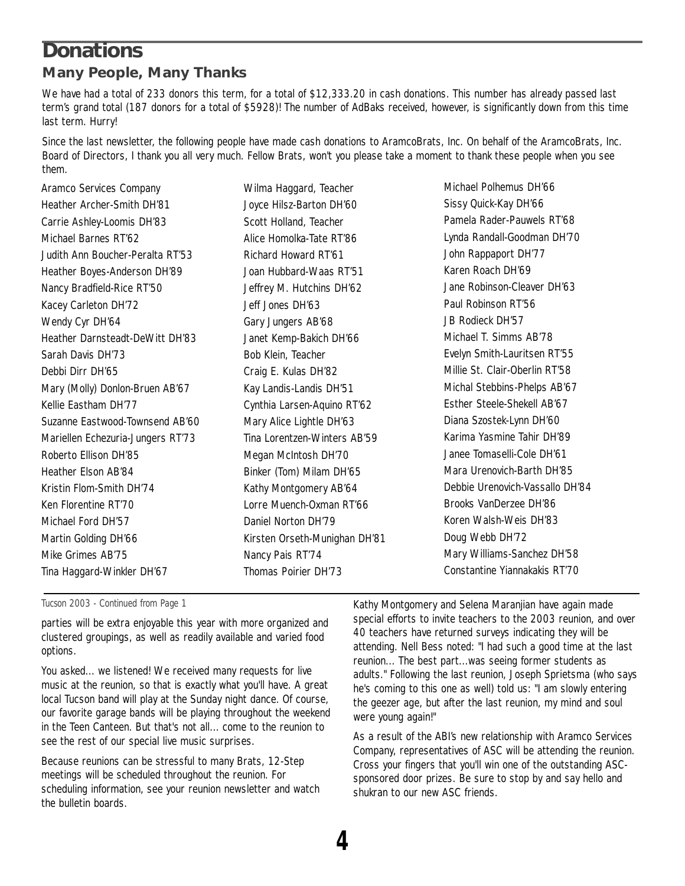# Donations

## Many People, Many Thanks

We have had a total of 233 donors this term, for a total of $12,333.20 in cash donations. This number has already passed last term's grand total (187 donors for a total of $5928)! The number of AdBaks received, however, is significantly down from this time last term. Hurry!

Since the last newsletter, the following people have made cash donations to AramcoBrats, Inc. On behalf of the AramcoBrats, Inc. Board of Directors, I thank you all very much. Fellow Brats, won't you please take a moment to thank these people when you see them.

Aramco Services Company
Heather Archer-Smith DH'81
Carrie Ashley-Loomis DH'83
Michael Barnes RT'62
Judith Ann Boucher-Peralta RT'53
Heather Boyes-Anderson DH'89
Nancy Bradfield-Rice RT'50
Kacey Carleton DH'72
Wendy Cyr DH'64
Heather Darnsteadt-DeWitt DH'83
Sarah Davis DH'73
Debbi Dirr DH'65
Mary (Molly) Donlon-Bruen AB'67
Kellie Eastham DH'77
Suzanne Eastwood-Townsend AB'60
Mariellen Echezuria-Jungers RT'73
Roberto Ellison DH'85
Heather Elson AB'84
Kristin Flom-Smith DH'74
Ken Florentine RT'70
Michael Ford DH'57
Martin Golding DH'66
Mike Grimes AB'75
Tina Haggard-Winkler DH'67
Wilma Haggard, Teacher
Joyce Hilsz-Barton DH'60
Scott Holland, Teacher
Alice Homolka-Tate RT'86
Richard Howard RT'61
Joan Hubbard-Waas RT'51
Jeffrey M. Hutchins DH'62
Jeff Jones DH'63
Gary Jungers AB'68
Janet Kemp-Bakich DH'66
Bob Klein, Teacher
Craig E. Kulas DH'82
Kay Landis-Landis DH'51
Cynthia Larsen-Aquino RT'62
Mary Alice Lightle DH'63
Tina Lorentzen-Winters AB'59
Megan McIntosh DH'70
Binker (Tom) Milam DH'65
Kathy Montgomery AB'64
Lorre Muench-Oxman RT'66
Daniel Norton DH'79
Kirsten Orseth-Munighan DH'81
Nancy Pais RT'74
Thomas Poirier DH'73
Michael Polhemus DH'66
Sissy Quick-Kay DH'66
Pamela Rader-Pauwels RT'68
Lynda Randall-Goodman DH'70
John Rappaport DH'77
Karen Roach DH'69
Jane Robinson-Cleaver DH'63
Paul Robinson RT'56
JB Rodieck DH'57
Michael T. Simms AB'78
Evelyn Smith-Lauritsen RT'55
Millie St. Clair-Oberlin RT'58
Michal Stebbins-Phelps AB'67
Esther Steele-Shekell AB'67
Diana Szostek-Lynn DH'60
Karima Yasmine Tahir DH'89
Janee Tomaselli-Cole DH'61
Mara Urenovich-Barth DH'85
Debbie Urenovich-Vassallo DH'84
Brooks VanDerzee DH'86
Koren Walsh-Weis DH'83
Doug Webb DH'72
Mary Williams-Sanchez DH'58
Constantine Yiannakakis RT'70

---

*Tucson 2003 - Continued from Page 1*

parties will be extra enjoyable this year with more organized and clustered groupings, as well as readily available and varied food options.

You asked... we listened! We received many requests for live music at the reunion, so that is exactly what you'll have. A great local Tucson band will play at the Sunday night dance. Of course, our favorite garage bands will be playing throughout the weekend in the Teen Canteen. But that's not all... come to the reunion to see the rest of our special live music surprises.

Because reunions can be stressful to many Brats, 12-Step meetings will be scheduled throughout the reunion. For scheduling information, see your reunion newsletter and watch the bulletin boards.

Kathy Montgomery and Selena Maranjian have again made special efforts to invite teachers to the 2003 reunion, and over 40 teachers have returned surveys indicating they will be attending. Nell Bess noted: "I had such a good time at the last reunion... The best part...was seeing former students as adults." Following the last reunion, Joseph Sprietsma (who says he's coming to this one as well) told us: "I am slowly entering the geezer age, but after the last reunion, my mind and soul were young again!"

As a result of the ABI's new relationship with Aramco Services Company, representatives of ASC will be attending the reunion. Cross your fingers that you'll win one of the outstanding ASC-sponsored door prizes. Be sure to stop by and say hello and shukran to our new ASC friends.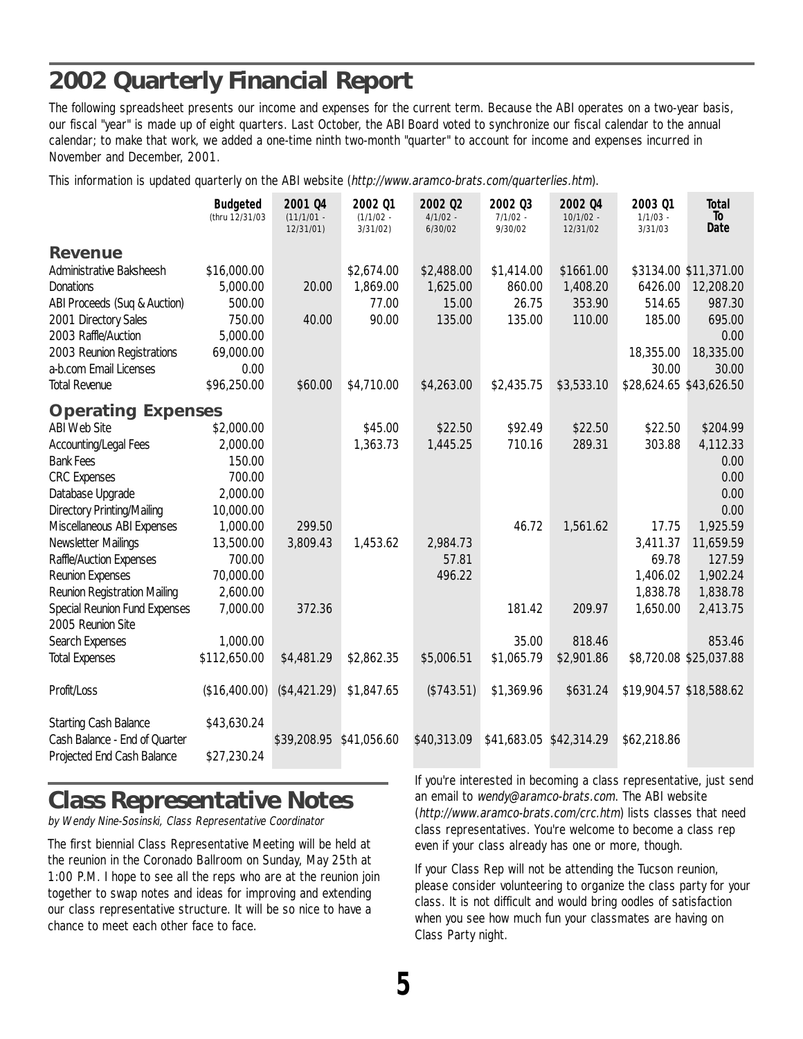# 2002 Quarterly Financial Report

The following spreadsheet presents our income and expenses for the current term. Because the ABI operates on a two-year basis, our fiscal "year" is made up of eight quarters. Last October, the ABI Board voted to synchronize our fiscal calendar to the annual calendar; to make that work, we added a one-time ninth two-month "quarter" to account for income and expenses incurred in November and December, 2001.

This information is updated quarterly on the ABI website (*http://www.aramco-brats.com/quarterlies.htm*).

| | Budgeted (thru 12/31/03 | 2001 Q4 (11/1/01 - 12/31/01) | 2002 Q1 (1/1/02 - 3/31/02) | 2002 Q2 4/1/02 - 6/30/02 | 2002 Q3 7/1/02 - 9/30/02 | 2002 Q4 10/1/02 - 12/31/02 | 2003 Q1 1/1/03 - 3/31/03 | Total To Date |
|---|---|---|---|---|---|---|---|---|
| **Revenue** | | | | | | | | |
| Administrative Baksheesh | $16,000.00 | | $2,674.00 | $2,488.00 | $1,414.00 | $1661.00 | $3134.00 | $11,371.00 |
| Donations | 5,000.00 | 20.00 | 1,869.00 | 1,625.00 | 860.00 | 1,408.20 | 6426.00 | 12,208.20 |
| ABI Proceeds (Suq & Auction) | 500.00 | | 77.00 | 15.00 | 26.75 | 353.90 | 514.65 | 987.30 |
| 2001 Directory Sales | 750.00 | 40.00 | 90.00 | 135.00 | 135.00 | 110.00 | 185.00 | 695.00 |
| 2003 Raffle/Auction | 5,000.00 | | | | | | | 0.00 |
| 2003 Reunion Registrations | 69,000.00 | | | | | | 18,355.00 | 18,335.00 |
| a-b.com Email Licenses | 0.00 | | | | | | 30.00 | 30.00 |
| Total Revenue | $96,250.00 | $60.00 | $4,710.00 | $4,263.00 | $2,435.75 | $3,533.10 | $28,624.65 | $43,626.50 |
| **Operating Expenses** | | | | | | | | |
| ABI Web Site | $2,000.00 | | $45.00 | $22.50 | $92.49 | $22.50 | $22.50 | $204.99 |
| Accounting/Legal Fees | 2,000.00 | | 1,363.73 | 1,445.25 | 710.16 | 289.31 | 303.88 | 4,112.33 |
| Bank Fees | 150.00 | | | | | | | 0.00 |
| CRC Expenses | 700.00 | | | | | | | 0.00 |
| Database Upgrade | 2,000.00 | | | | | | | 0.00 |
| Directory Printing/Mailing | 10,000.00 | | | | | | | 0.00 |
| Miscellaneous ABI Expenses | 1,000.00 | 299.50 | | | 46.72 | 1,561.62 | 17.75 | 1,925.59 |
| Newsletter Mailings | 13,500.00 | 3,809.43 | 1,453.62 | 2,984.73 | | | 3,411.37 | 11,659.59 |
| Raffle/Auction Expenses | 700.00 | | | 57.81 | | | 69.78 | 127.59 |
| Reunion Expenses | 70,000.00 | | | 496.22 | | | 1,406.02 | 1,902.24 |
| Reunion Registration Mailing | 2,600.00 | | | | | | 1,838.78 | 1,838.78 |
| Special Reunion Fund Expenses | 7,000.00 | 372.36 | | | 181.42 | 209.97 | 1,650.00 | 2,413.75 |
| 2005 Reunion Site | | | | | | | | |
| Search Expenses | 1,000.00 | | | | 35.00 | 818.46 | | 853.46 |
| Total Expenses | $112,650.00 | $4,481.29 | $2,862.35 | $5,006.51 | $1,065.79 | $2,901.86 | $8,720.08 | $25,037.88 |
| Profit/Loss | ($16,400.00) | ($4,421.29) | $1,847.65 | ($743.51) | $1,369.96 | $631.24 | $19,904.57 | $18,588.62 |
| Starting Cash Balance | $43,630.24 | | | | | | | |
| Cash Balance - End of Quarter | | $39,208.95 | $41,056.60 | $40,313.09 | $41,683.05 | $42,314.29 | $62,218.86 | |
| Projected End Cash Balance | $27,230.24 | | | | | | | |

# Class Representative Notes

*by Wendy Nine-Sosinski, Class Representative Coordinator*

The first biennial Class Representative Meeting will be held at the reunion in the Coronado Ballroom on Sunday, May 25th at 1:00 P.M. I hope to see all the reps who are at the reunion join together to swap notes and ideas for improving and extending our class representative structure. It will be so nice to have a chance to meet each other face to face.

If you're interested in becoming a class representative, just send an email to *wendy@aramco-brats.com*. The ABI website (*http://www.aramco-brats.com/crc.htm*) lists classes that need class representatives. You're welcome to become a class rep even if your class already has one or more, though.

If your Class Rep will not be attending the Tucson reunion, please consider volunteering to organize the class party for your class. It is not difficult and would bring oodles of satisfaction when you see how much fun your classmates are having on Class Party night.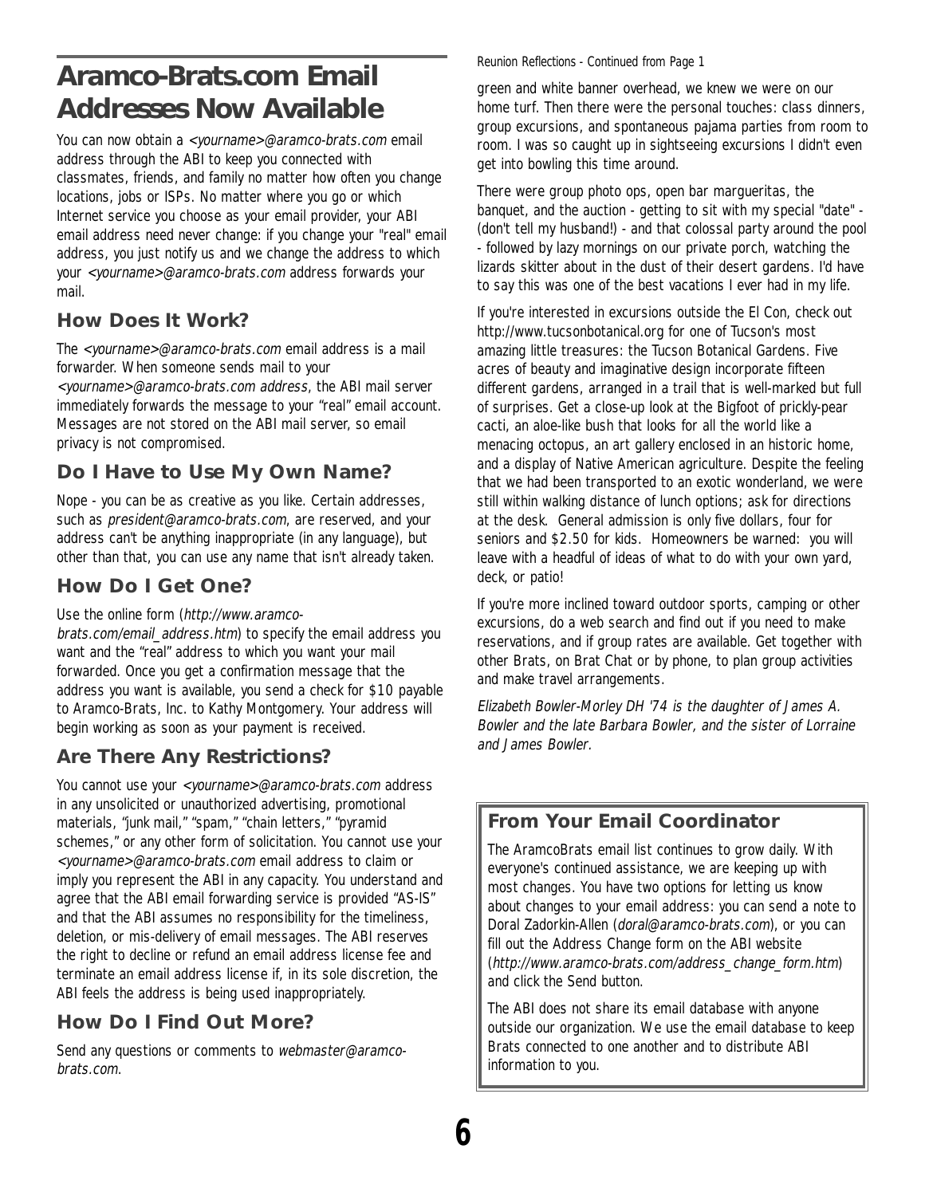# Aramco-Brats.com Email Addresses Now Available

You can now obtain a *<yourname>@aramco-brats.com* email address through the ABI to keep you connected with classmates, friends, and family no matter how often you change locations, jobs or ISPs. No matter where you go or which Internet service you choose as your email provider, your ABI email address need never change: if you change your "real" email address, you just notify us and we change the address to which your *<yourname>@aramco-brats.com* address forwards your mail.

## How Does It Work?

The *<yourname>@aramco-brats.com* email address is a mail forwarder. When someone sends mail to your *<yourname>@aramco-brats.com address*, the ABI mail server immediately forwards the message to your "real" email account. Messages are not stored on the ABI mail server, so email privacy is not compromised.

## Do I Have to Use My Own Name?

Nope - you can be as creative as you like. Certain addresses, such as *president@aramco-brats.com*, are reserved, and your address can't be anything inappropriate (in any language), but other than that, you can use any name that isn't already taken.

## How Do I Get One?

Use the online form (*http://www.aramco-brats.com/email_address.htm*) to specify the email address you want and the "real" address to which you want your mail forwarded. Once you get a confirmation message that the address you want is available, you send a check for $10 payable to Aramco-Brats, Inc. to Kathy Montgomery. Your address will begin working as soon as your payment is received.

## Are There Any Restrictions?

You cannot use your *<yourname>@aramco-brats.com* address in any unsolicited or unauthorized advertising, promotional materials, "junk mail," "spam," "chain letters," "pyramid schemes," or any other form of solicitation. You cannot use your *<yourname>@aramco-brats.com* email address to claim or imply you represent the ABI in any capacity. You understand and agree that the ABI email forwarding service is provided "AS-IS" and that the ABI assumes no responsibility for the timeliness, deletion, or mis-delivery of email messages. The ABI reserves the right to decline or refund an email address license fee and terminate an email address license if, in its sole discretion, the ABI feels the address is being used inappropriately.

## How Do I Find Out More?

Send any questions or comments to *webmaster@aramco-brats.com*.

Reunion Reflections - Continued from Page 1

green and white banner overhead, we knew we were on our home turf. Then there were the personal touches: class dinners, group excursions, and spontaneous pajama parties from room to room. I was so caught up in sightseeing excursions I didn't even get into bowling this time around.

There were group photo ops, open bar marguerita​s, the banquet, and the auction - getting to sit with my special "date" - (don't tell my husband!) - and that colossal party around the pool - followed by lazy mornings on our private porch, watching the lizards skitter about in the dust of their desert gardens. I'd have to say this was one of the best vacations I ever had in my life.

If you're interested in excursions outside the El Con, check out http://www.tucsonbotanical.org for one of Tucson's most amazing little treasures: the Tucson Botanical Gardens. Five acres of beauty and imaginative design incorporate fifteen different gardens, arranged in a trail that is well-marked but full of surprises. Get a close-up look at the Bigfoot of prickly-pear cacti, an aloe-like bush that looks for all the world like a menacing octopus, an art gallery enclosed in an historic home, and a display of Native American agriculture. Despite the feeling that we had been transported to an exotic wonderland, we were still within walking distance of lunch options; ask for directions at the desk. General admission is only five dollars, four for seniors and $2.50 for kids. Homeowners be warned: you will leave with a headful of ideas of what to do with your own yard, deck, or patio!

If you're more inclined toward outdoor sports, camping or other excursions, do a web search and find out if you need to make reservations, and if group rates are available. Get together with other Brats, on Brat Chat or by phone, to plan group activities and make travel arrangements.

*Elizabeth Bowler-Morley DH '74 is the daughter of James A. Bowler and the late Barbara Bowler, and the sister of Lorraine and James Bowler.*

## From Your Email Coordinator

The AramcoBrats email list continues to grow daily. With everyone's continued assistance, we are keeping up with most changes. You have two options for letting us know about changes to your email address: you can send a note to Doral Zadorkin-Allen (*doral@aramco-brats.com*), or you can fill out the Address Change form on the ABI website (*http://www.aramco-brats.com/address_change_form.htm*) and click the Send button.

The ABI does not share its email database with anyone outside our organization. We use the email database to keep Brats connected to one another and to distribute ABI information to you.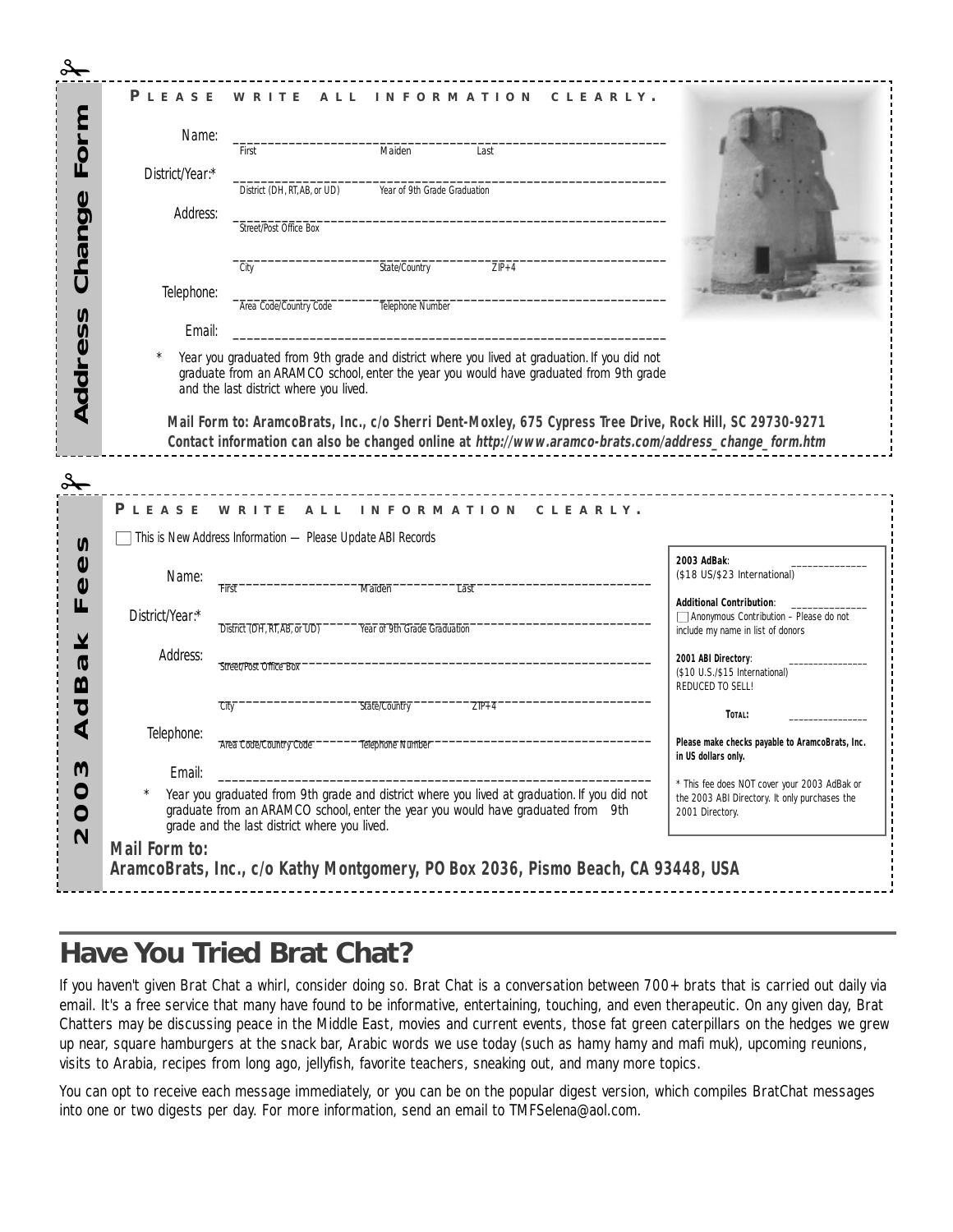## Address Change Form

**PLEASE WRITE ALL INFORMATION CLEARLY.**

Name: ______________________________
First Maiden Last

District/Year:* ______________________________
District (DH, RT, AB, or UD) Year of 9th Grade Graduation

Address: ______________________________
Street/Post Office Box

______________________________
City State/Country ZIP+4

Telephone: ______________________________
Area Code/Country Code Telephone Number

Email: ______________________________

\* Year you graduated from 9th grade and district where you lived at graduation. If you did not graduate from an ARAMCO school, enter the year you would have graduated from 9th grade and the last district where you lived.

**Mail Form to: AramcoBrats, Inc., c/o Sherri Dent-Moxley, 675 Cypress Tree Drive, Rock Hill, SC 29730-9271**
**Contact information can also be changed online at *http://www.aramco-brats.com/address_change_form.htm***

## 2003 AdBak Fees

**PLEASE WRITE ALL INFORMATION CLEARLY.**

☐ This is New Address Information — Please Update ABI Records

Name: ______________________________
First Maiden Last

District/Year:* ______________________________
District (DH, RT, AB, or UD) Year of 9th Grade Graduation

Address: ______________________________
Street/Post Office Box

______________________________
City State/Country ZIP+4

Telephone: ______________________________
Area Code/Country Code Telephone Number

Email: ______________________________

\* Year you graduated from 9th grade and district where you lived at graduation. If you did not graduate from an ARAMCO school, enter the year you would have graduated from 9th grade and the last district where you lived.

**2003 AdBak**: ______________
($18 US/$23 International)

**Additional Contribution**: ______________
☐ Anonymous Contribution – Please do not include my name in list of donors

**2001 ABI Directory**: ______________
($10 U.S./$15 International)
REDUCED TO SELL!

**TOTAL:** ______________

**Please make checks payable to AramcoBrats, Inc. in US dollars only.**

\* This fee does NOT cover your 2003 AdBak or the 2003 ABI Directory. It only purchases the 2001 Directory.

**Mail Form to:**
**AramcoBrats, Inc., c/o Kathy Montgomery, PO Box 2036, Pismo Beach, CA 93448, USA**

# Have You Tried Brat Chat?

If you haven't given Brat Chat a whirl, consider doing so. Brat Chat is a conversation between 700+ brats that is carried out daily via email. It's a free service that many have found to be informative, entertaining, touching, and even therapeutic. On any given day, Brat Chatters may be discussing peace in the Middle East, movies and current events, those fat green caterpillars on the hedges we grew up near, square hamburgers at the snack bar, Arabic words we use today (such as hamy hamy and mafi muk), upcoming reunions, visits to Arabia, recipes from long ago, jellyfish, favorite teachers, sneaking out, and many more topics.

You can opt to receive each message immediately, or you can be on the popular digest version, which compiles BratChat messages into one or two digests per day. For more information, send an email to TMFSelena@aol.com.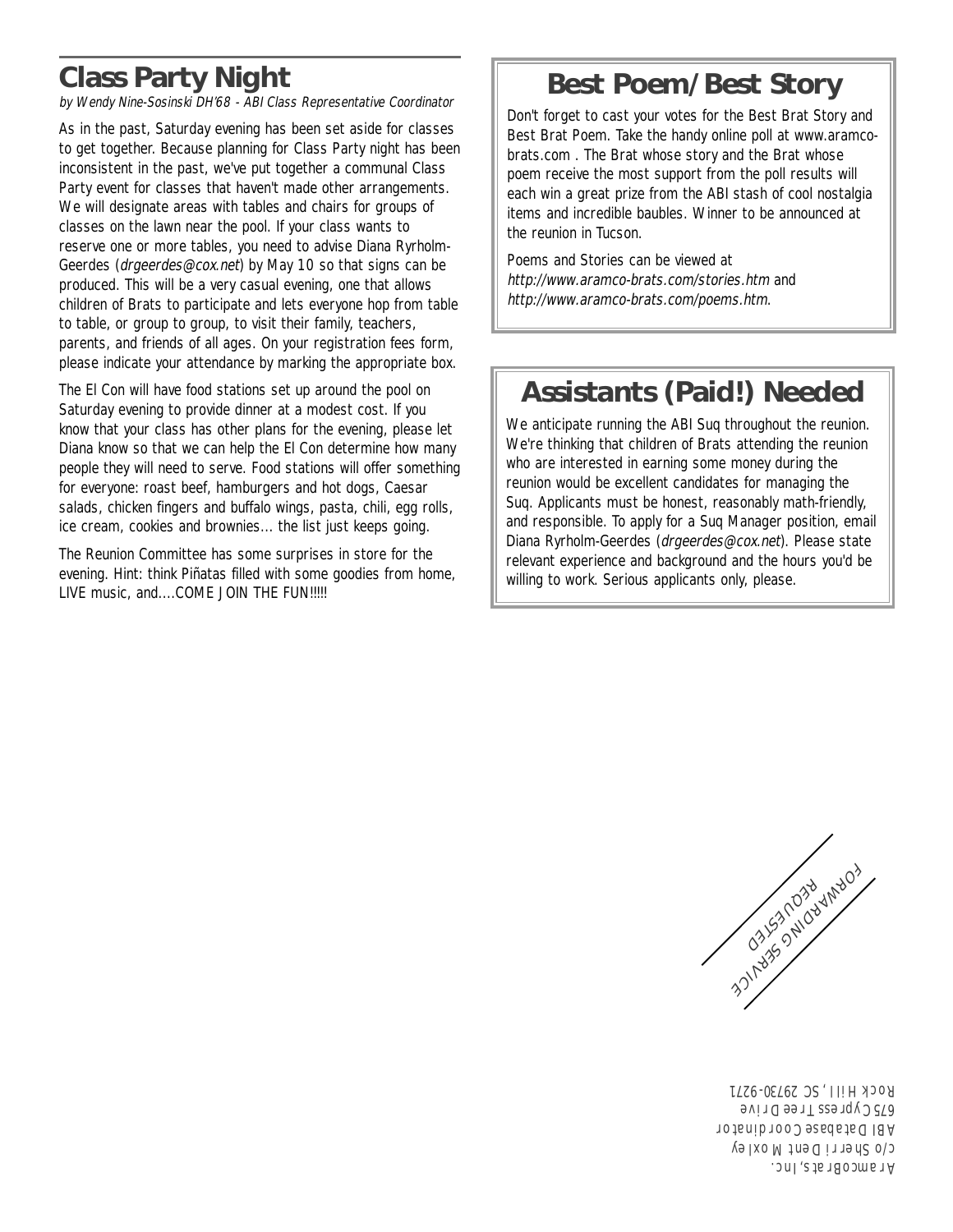## Class Party Night

*by Wendy Nine-Sosinski DH'68 - ABI Class Representative Coordinator*

As in the past, Saturday evening has been set aside for classes to get together. Because planning for Class Party night has been inconsistent in the past, we've put together a communal Class Party event for classes that haven't made other arrangements. We will designate areas with tables and chairs for groups of classes on the lawn near the pool. If your class wants to reserve one or more tables, you need to advise Diana Ryrholm-Geerdes (*drgeerdes@cox.net*) by May 10 so that signs can be produced. This will be a very casual evening, one that allows children of Brats to participate and lets everyone hop from table to table, or group to group, to visit their family, teachers, parents, and friends of all ages. On your registration fees form, please indicate your attendance by marking the appropriate box.

The El Con will have food stations set up around the pool on Saturday evening to provide dinner at a modest cost. If you know that your class has other plans for the evening, please let Diana know so that we can help the El Con determine how many people they will need to serve. Food stations will offer something for everyone: roast beef, hamburgers and hot dogs, Caesar salads, chicken fingers and buffalo wings, pasta, chili, egg rolls, ice cream, cookies and brownies... the list just keeps going.

The Reunion Committee has some surprises in store for the evening. Hint: think Piñatas filled with some goodies from home, LIVE music, and....COME JOIN THE FUN!!!!!

## Best Poem/Best Story

Don't forget to cast your votes for the Best Brat Story and Best Brat Poem. Take the handy online poll at www.aramco-brats.com . The Brat whose story and the Brat whose poem receive the most support from the poll results will each win a great prize from the ABI stash of cool nostalgia items and incredible baubles. Winner to be announced at the reunion in Tucson.

Poems and Stories can be viewed at *http://www.aramco-brats.com/stories.htm* and *http://www.aramco-brats.com/poems.htm*.

## Assistants (Paid!) Needed

We anticipate running the ABI Suq throughout the reunion. We're thinking that children of Brats attending the reunion who are interested in earning some money during the reunion would be excellent candidates for managing the Suq. Applicants must be honest, reasonably math-friendly, and responsible. To apply for a Suq Manager position, email Diana Ryrholm-Geerdes (*drgeerdes@cox.net*). Please state relevant experience and background and the hours you'd be willing to work. Serious applicants only, please.

FORWARDING SERVICE REQUESTED

AramcoBrats, Inc.
c/o Sherri Dent Moxley
ABI Database Coordinator
675 Cypress Tree Drive
Rock Hill, SC 29730-9271